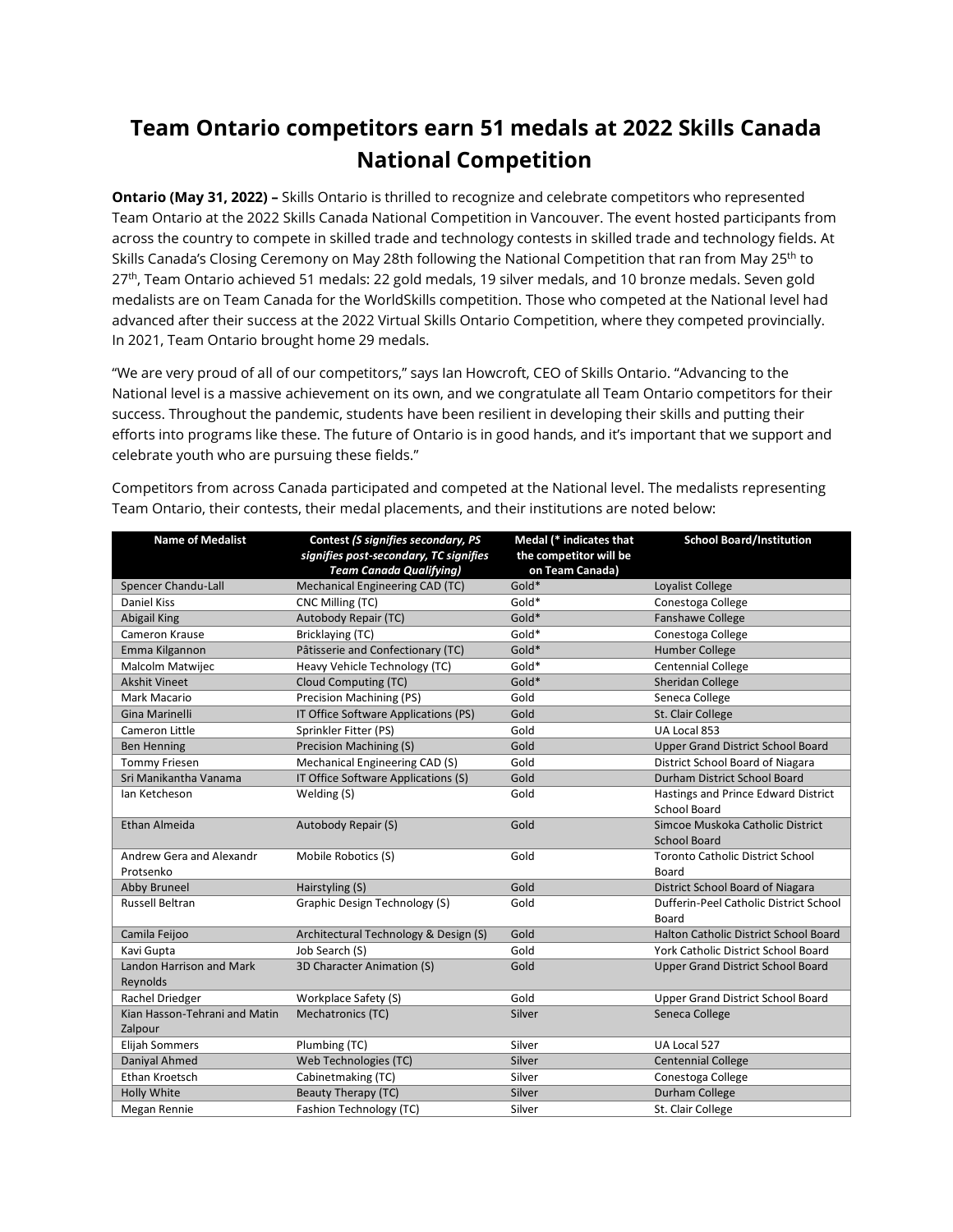# Team Ontario competitors earn 51 medals at 2022 Skills Canada National Competition

**Ontario (May 31, 2022) –** Skills Ontario is thrilled to recognize and celebrate competitors who represented Team Ontario at the 2022 Skills Canada National Competition in Vancouver. The event hosted participants from across the country to compete in skilled trade and technology contests in skilled trade and technology fields. At Skills Canada's Closing Ceremony on May 28th following the National Competition that ran from May 25th to 27th, Team Ontario achieved 51 medals: 22 gold medals, 19 silver medals, and 10 bronze medals. Seven gold medalists are on Team Canada for the WorldSkills competition. Those who competed at the National level had advanced after their success at the 2022 Virtual Skills Ontario Competition, where they competed provincially. In 2021, Team Ontario brought home 29 medals.

"We are very proud of all of our competitors," says Ian Howcroft, CEO of Skills Ontario. "Advancing to the National level is a massive achievement on its own, and we congratulate all Team Ontario competitors for their success. Throughout the pandemic, students have been resilient in developing their skills and putting their efforts into programs like these. The future of Ontario is in good hands, and it's important that we support and celebrate youth who are pursuing these fields."

Competitors from across Canada participated and competed at the National level. The medalists representing Team Ontario, their contests, their medal placements, and their institutions are noted below:

| Name of Medalist | Contest *(S signifies secondary, PS signifies post-secondary, TC signifies Team Canada Qualifying)* | Medal (* indicates that the competitor will be on Team Canada) | School Board/Institution |
|---|---|---|---|
| Spencer Chandu-Lall | Mechanical Engineering CAD (TC) | Gold* | Loyalist College |
| Daniel Kiss | CNC Milling (TC) | Gold* | Conestoga College |
| Abigail King | Autobody Repair (TC) | Gold* | Fanshawe College |
| Cameron Krause | Bricklaying (TC) | Gold* | Conestoga College |
| Emma Kilgannon | Pâtisserie and Confectionary (TC) | Gold* | Humber College |
| Malcolm Matwijec | Heavy Vehicle Technology (TC) | Gold* | Centennial College |
| Akshit Vineet | Cloud Computing (TC) | Gold* | Sheridan College |
| Mark Macario | Precision Machining (PS) | Gold | Seneca College |
| Gina Marinelli | IT Office Software Applications (PS) | Gold | St. Clair College |
| Cameron Little | Sprinkler Fitter (PS) | Gold | UA Local 853 |
| Ben Henning | Precision Machining (S) | Gold | Upper Grand District School Board |
| Tommy Friesen | Mechanical Engineering CAD (S) | Gold | District School Board of Niagara |
| Sri Manikantha Vanama | IT Office Software Applications (S) | Gold | Durham District School Board |
| Ian Ketcheson | Welding (S) | Gold | Hastings and Prince Edward District School Board |
| Ethan Almeida | Autobody Repair (S) | Gold | Simcoe Muskoka Catholic District School Board |
| Andrew Gera and Alexandr Protsenko | Mobile Robotics (S) | Gold | Toronto Catholic District School Board |
| Abby Bruneel | Hairstyling (S) | Gold | District School Board of Niagara |
| Russell Beltran | Graphic Design Technology (S) | Gold | Dufferin-Peel Catholic District School Board |
| Camila Feijoo | Architectural Technology & Design (S) | Gold | Halton Catholic District School Board |
| Kavi Gupta | Job Search (S) | Gold | York Catholic District School Board |
| Landon Harrison and Mark Reynolds | 3D Character Animation (S) | Gold | Upper Grand District School Board |
| Rachel Driedger | Workplace Safety (S) | Gold | Upper Grand District School Board |
| Kian Hasson-Tehrani and Matin Zalpour | Mechatronics (TC) | Silver | Seneca College |
| Elijah Sommers | Plumbing (TC) | Silver | UA Local 527 |
| Daniyal Ahmed | Web Technologies (TC) | Silver | Centennial College |
| Ethan Kroetsch | Cabinetmaking (TC) | Silver | Conestoga College |
| Holly White | Beauty Therapy (TC) | Silver | Durham College |
| Megan Rennie | Fashion Technology (TC) | Silver | St. Clair College |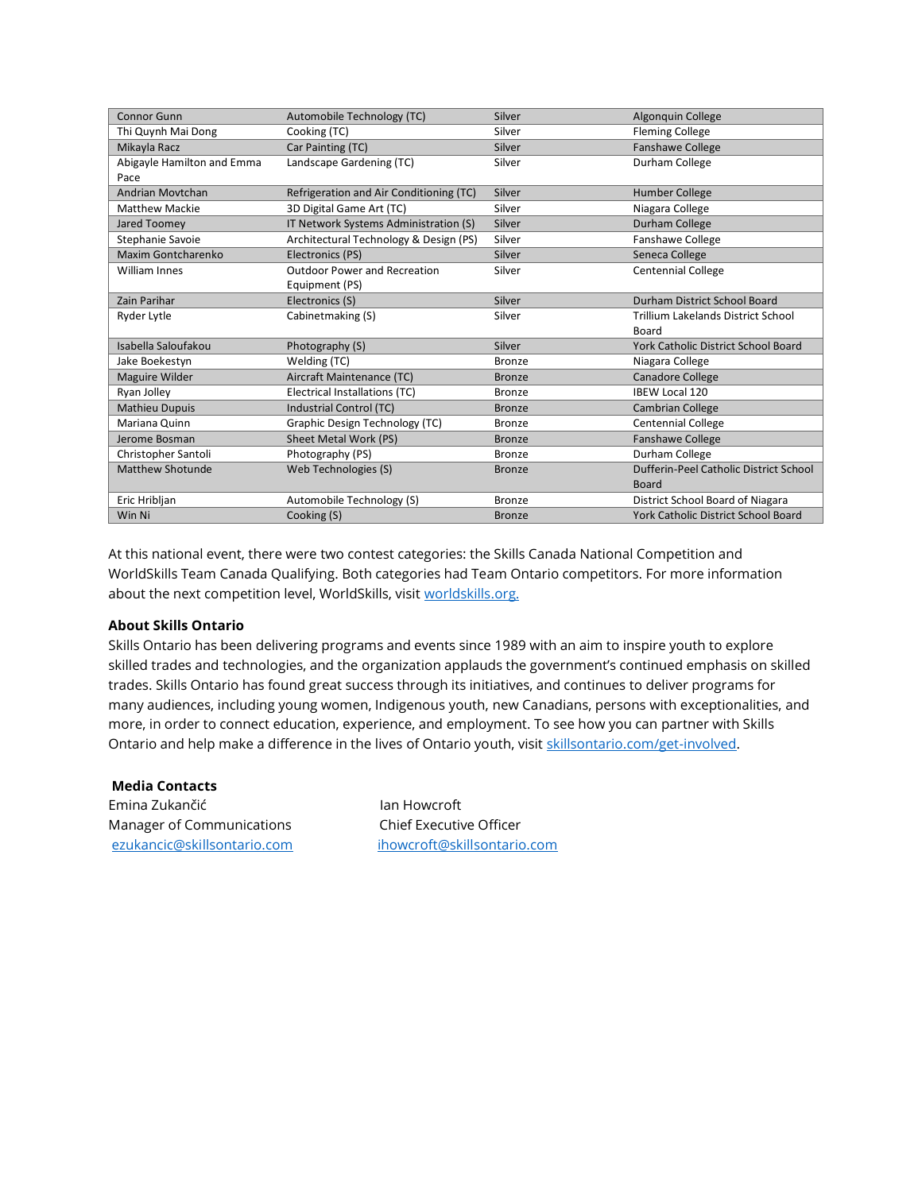| | | | |
|---|---|---|---|
| Connor Gunn | Automobile Technology (TC) | Silver | Algonquin College |
| Thi Quynh Mai Dong | Cooking (TC) | Silver | Fleming College |
| Mikayla Racz | Car Painting (TC) | Silver | Fanshawe College |
| Abigayle Hamilton and Emma Pace | Landscape Gardening (TC) | Silver | Durham College |
| Andrian Movtchan | Refrigeration and Air Conditioning (TC) | Silver | Humber College |
| Matthew Mackie | 3D Digital Game Art (TC) | Silver | Niagara College |
| Jared Toomey | IT Network Systems Administration (S) | Silver | Durham College |
| Stephanie Savoie | Architectural Technology & Design (PS) | Silver | Fanshawe College |
| Maxim Gontcharenko | Electronics (PS) | Silver | Seneca College |
| William Innes | Outdoor Power and Recreation Equipment (PS) | Silver | Centennial College |
| Zain Parihar | Electronics (S) | Silver | Durham District School Board |
| Ryder Lytle | Cabinetmaking (S) | Silver | Trillium Lakelands District School Board |
| Isabella Saloufakou | Photography (S) | Silver | York Catholic District School Board |
| Jake Boekestyn | Welding (TC) | Bronze | Niagara College |
| Maguire Wilder | Aircraft Maintenance (TC) | Bronze | Canadore College |
| Ryan Jolley | Electrical Installations (TC) | Bronze | IBEW Local 120 |
| Mathieu Dupuis | Industrial Control (TC) | Bronze | Cambrian College |
| Mariana Quinn | Graphic Design Technology (TC) | Bronze | Centennial College |
| Jerome Bosman | Sheet Metal Work (PS) | Bronze | Fanshawe College |
| Christopher Santoli | Photography (PS) | Bronze | Durham College |
| Matthew Shotunde | Web Technologies (S) | Bronze | Dufferin-Peel Catholic District School Board |
| Eric Hribljan | Automobile Technology (S) | Bronze | District School Board of Niagara |
| Win Ni | Cooking (S) | Bronze | York Catholic District School Board |

At this national event, there were two contest categories: the Skills Canada National Competition and WorldSkills Team Canada Qualifying. Both categories had Team Ontario competitors. For more information about the next competition level, WorldSkills, visit worldskills.org.

**About Skills Ontario**

Skills Ontario has been delivering programs and events since 1989 with an aim to inspire youth to explore skilled trades and technologies, and the organization applauds the government's continued emphasis on skilled trades. Skills Ontario has found great success through its initiatives, and continues to deliver programs for many audiences, including young women, Indigenous youth, new Canadians, persons with exceptionalities, and more, in order to connect education, experience, and employment. To see how you can partner with Skills Ontario and help make a difference in the lives of Ontario youth, visit skillsontario.com/get-involved.

**Media Contacts**

Emina Zukančić
Manager of Communications
ezukancic@skillsontario.com

Ian Howcroft
Chief Executive Officer
ihowcroft@skillsontario.com